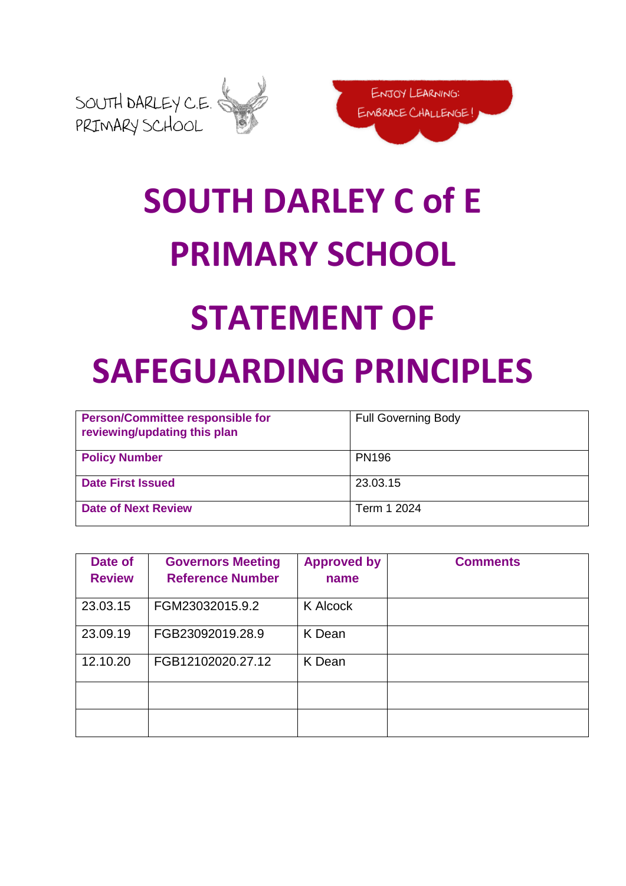SOUTH DARLEY C.E. PRIMARY SCHOOL

ENJOY LEARNING: EMBRACE CHALLENGE!

# SOUTH DARLEY C of E PRIMARY SCHOOL

# STATEMENT OF SAFEGUARDING PRINCIPLES

| Person/Committee responsible for reviewing/updating this plan | Full Governing Body |
|---|---|
| **Policy Number** | PN196 |
| **Date First Issued** | 23.03.15 |
| **Date of Next Review** | Term 1 2024 |

| Date of Review | Governors Meeting Reference Number | Approved by name | Comments |
|---|---|---|---|
| 23.03.15 | FGM23032015.9.2 | K Alcock | |
| 23.09.19 | FGB23092019.28.9 | K Dean | |
| 12.10.20 | FGB12102020.27.12 | K Dean | |
| | | | |
| | | | |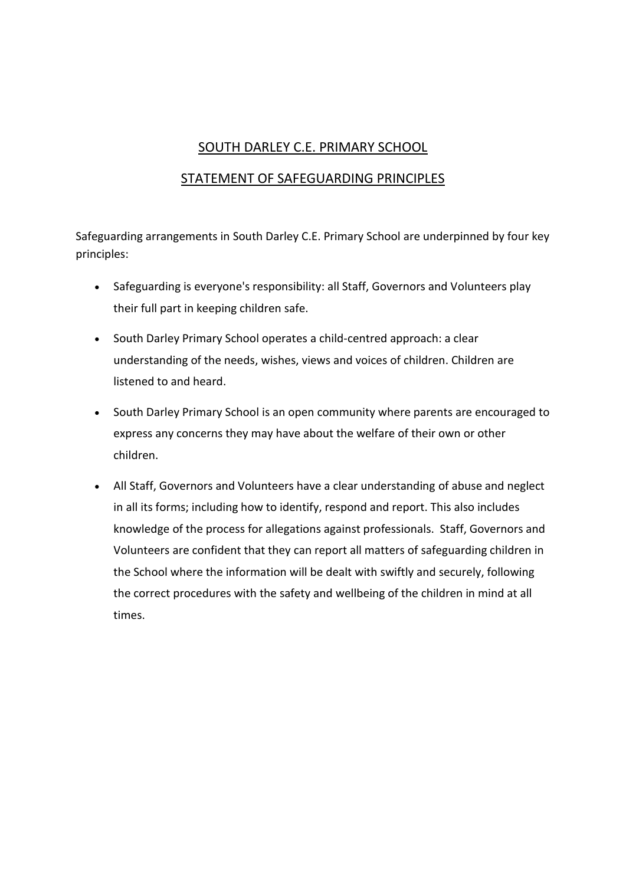## SOUTH DARLEY C.E. PRIMARY SCHOOL

## STATEMENT OF SAFEGUARDING PRINCIPLES

Safeguarding arrangements in South Darley C.E. Primary School are underpinned by four key principles:

- Safeguarding is everyone's responsibility: all Staff, Governors and Volunteers play their full part in keeping children safe.
- South Darley Primary School operates a child-centred approach: a clear understanding of the needs, wishes, views and voices of children. Children are listened to and heard.
- South Darley Primary School is an open community where parents are encouraged to express any concerns they may have about the welfare of their own or other children.
- All Staff, Governors and Volunteers have a clear understanding of abuse and neglect in all its forms; including how to identify, respond and report. This also includes knowledge of the process for allegations against professionals. Staff, Governors and Volunteers are confident that they can report all matters of safeguarding children in the School where the information will be dealt with swiftly and securely, following the correct procedures with the safety and wellbeing of the children in mind at all times.